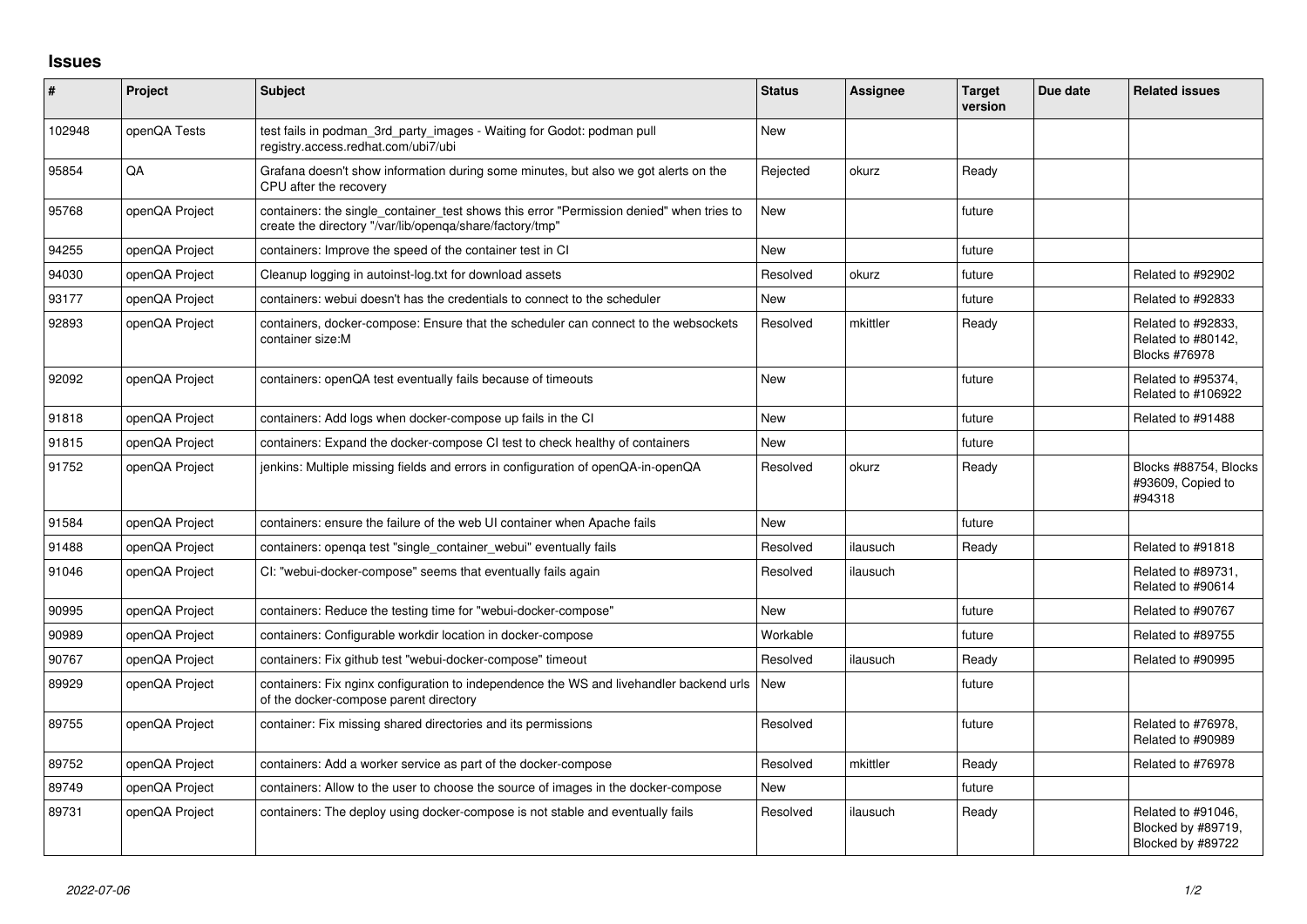# Issues

| # | Project | Subject | Status | Assignee | Target version | Due date | Related issues |
|---|---|---|---|---|---|---|---|
| 102948 | openQA Tests | test fails in podman_3rd_party_images - Waiting for Godot: podman pull registry.access.redhat.com/ubi7/ubi | New | | | | |
| 95854 | QA | Grafana doesn't show information during some minutes, but also we got alerts on the CPU after the recovery | Rejected | okurz | Ready | | |
| 95768 | openQA Project | containers: the single_container_test shows this error "Permission denied" when tries to create the directory "/var/lib/openqa/share/factory/tmp" | New | | future | | |
| 94255 | openQA Project | containers: Improve the speed of the container test in CI | New | | future | | |
| 94030 | openQA Project | Cleanup logging in autoinst-log.txt for download assets | Resolved | okurz | future | | Related to #92902 |
| 93177 | openQA Project | containers: webui doesn't has the credentials to connect to the scheduler | New | | future | | Related to #92833 |
| 92893 | openQA Project | containers, docker-compose: Ensure that the scheduler can connect to the websockets container size:M | Resolved | mkittler | Ready | | Related to #92833, Related to #80142, Blocks #76978 |
| 92092 | openQA Project | containers: openQA test eventually fails because of timeouts | New | | future | | Related to #95374, Related to #106922 |
| 91818 | openQA Project | containers: Add logs when docker-compose up fails in the CI | New | | future | | Related to #91488 |
| 91815 | openQA Project | containers: Expand the docker-compose CI test to check healthy of containers | New | | future | | |
| 91752 | openQA Project | jenkins: Multiple missing fields and errors in configuration of openQA-in-openQA | Resolved | okurz | Ready | | Blocks #88754, Blocks #93609, Copied to #94318 |
| 91584 | openQA Project | containers: ensure the failure of the web UI container when Apache fails | New | | future | | |
| 91488 | openQA Project | containers: openqa test "single_container_webui" eventually fails | Resolved | ilausuch | Ready | | Related to #91818 |
| 91046 | openQA Project | CI: "webui-docker-compose" seems that eventually fails again | Resolved | ilausuch | | | Related to #89731, Related to #90614 |
| 90995 | openQA Project | containers: Reduce the testing time for "webui-docker-compose" | New | | future | | Related to #90767 |
| 90989 | openQA Project | containers: Configurable workdir location in docker-compose | Workable | | future | | Related to #89755 |
| 90767 | openQA Project | containers: Fix github test "webui-docker-compose" timeout | Resolved | ilausuch | Ready | | Related to #90995 |
| 89929 | openQA Project | containers: Fix nginx configuration to independence the WS and livehandler backend urls of the docker-compose parent directory | New | | future | | |
| 89755 | openQA Project | container: Fix missing shared directories and its permissions | Resolved | | future | | Related to #76978, Related to #90989 |
| 89752 | openQA Project | containers: Add a worker service as part of the docker-compose | Resolved | mkittler | Ready | | Related to #76978 |
| 89749 | openQA Project | containers: Allow to the user to choose the source of images in the docker-compose | New | | future | | |
| 89731 | openQA Project | containers: The deploy using docker-compose is not stable and eventually fails | Resolved | ilausuch | Ready | | Related to #91046, Blocked by #89719, Blocked by #89722 |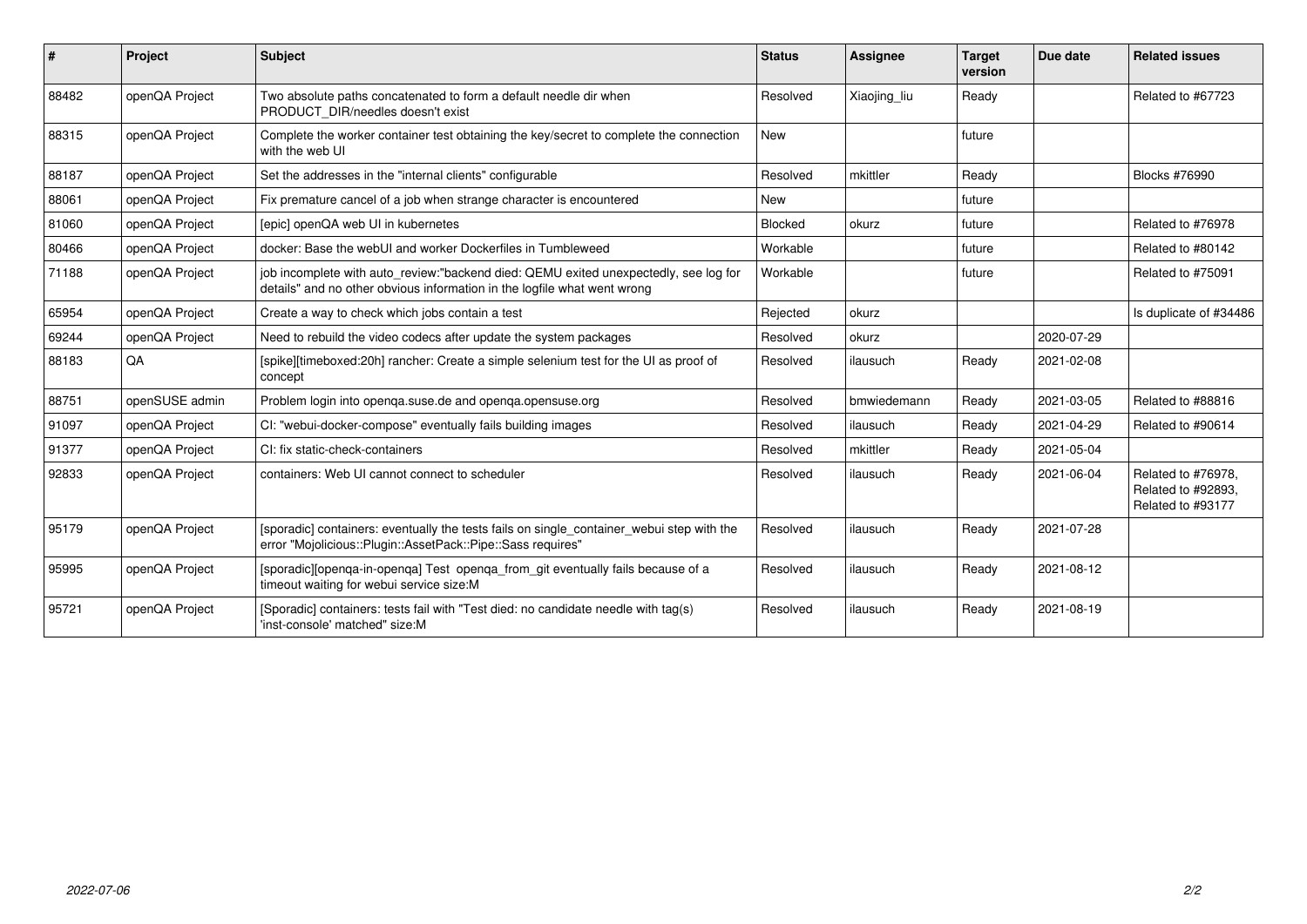| # | Project | Subject | Status | Assignee | Target version | Due date | Related issues |
|---|---|---|---|---|---|---|---|
| 88482 | openQA Project | Two absolute paths concatenated to form a default needle dir when PRODUCT_DIR/needles doesn't exist | Resolved | Xiaojing_liu | Ready | | Related to #67723 |
| 88315 | openQA Project | Complete the worker container test obtaining the key/secret to complete the connection with the web UI | New | | future | | |
| 88187 | openQA Project | Set the addresses in the "internal clients" configurable | Resolved | mkittler | Ready | | Blocks #76990 |
| 88061 | openQA Project | Fix premature cancel of a job when strange character is encountered | New | | future | | |
| 81060 | openQA Project | [epic] openQA web UI in kubernetes | Blocked | okurz | future | | Related to #76978 |
| 80466 | openQA Project | docker: Base the webUI and worker Dockerfiles in Tumbleweed | Workable | | future | | Related to #80142 |
| 71188 | openQA Project | job incomplete with auto_review:"backend died: QEMU exited unexpectedly, see log for details" and no other obvious information in the logfile what went wrong | Workable | | future | | Related to #75091 |
| 65954 | openQA Project | Create a way to check which jobs contain a test | Rejected | okurz | | | Is duplicate of #34486 |
| 69244 | openQA Project | Need to rebuild the video codecs after update the system packages | Resolved | okurz | | 2020-07-29 | |
| 88183 | QA | [spike][timeboxed:20h] rancher: Create a simple selenium test for the UI as proof of concept | Resolved | ilausuch | Ready | 2021-02-08 | |
| 88751 | openSUSE admin | Problem login into openqa.suse.de and openqa.opensuse.org | Resolved | bmwiedemann | Ready | 2021-03-05 | Related to #88816 |
| 91097 | openQA Project | CI: "webui-docker-compose" eventually fails building images | Resolved | ilausuch | Ready | 2021-04-29 | Related to #90614 |
| 91377 | openQA Project | CI: fix static-check-containers | Resolved | mkittler | Ready | 2021-05-04 | |
| 92833 | openQA Project | containers: Web UI cannot connect to scheduler | Resolved | ilausuch | Ready | 2021-06-04 | Related to #76978, Related to #92893, Related to #93177 |
| 95179 | openQA Project | [sporadic] containers: eventually the tests fails on single_container_webui step with the error "Mojolicious::Plugin::AssetPack::Pipe::Sass requires" | Resolved | ilausuch | Ready | 2021-07-28 | |
| 95995 | openQA Project | [sporadic][openqa-in-openqa] Test openqa_from_git eventually fails because of a timeout waiting for webui service size:M | Resolved | ilausuch | Ready | 2021-08-12 | |
| 95721 | openQA Project | [Sporadic] containers: tests fail with "Test died: no candidate needle with tag(s) 'inst-console' matched" size:M | Resolved | ilausuch | Ready | 2021-08-19 | |